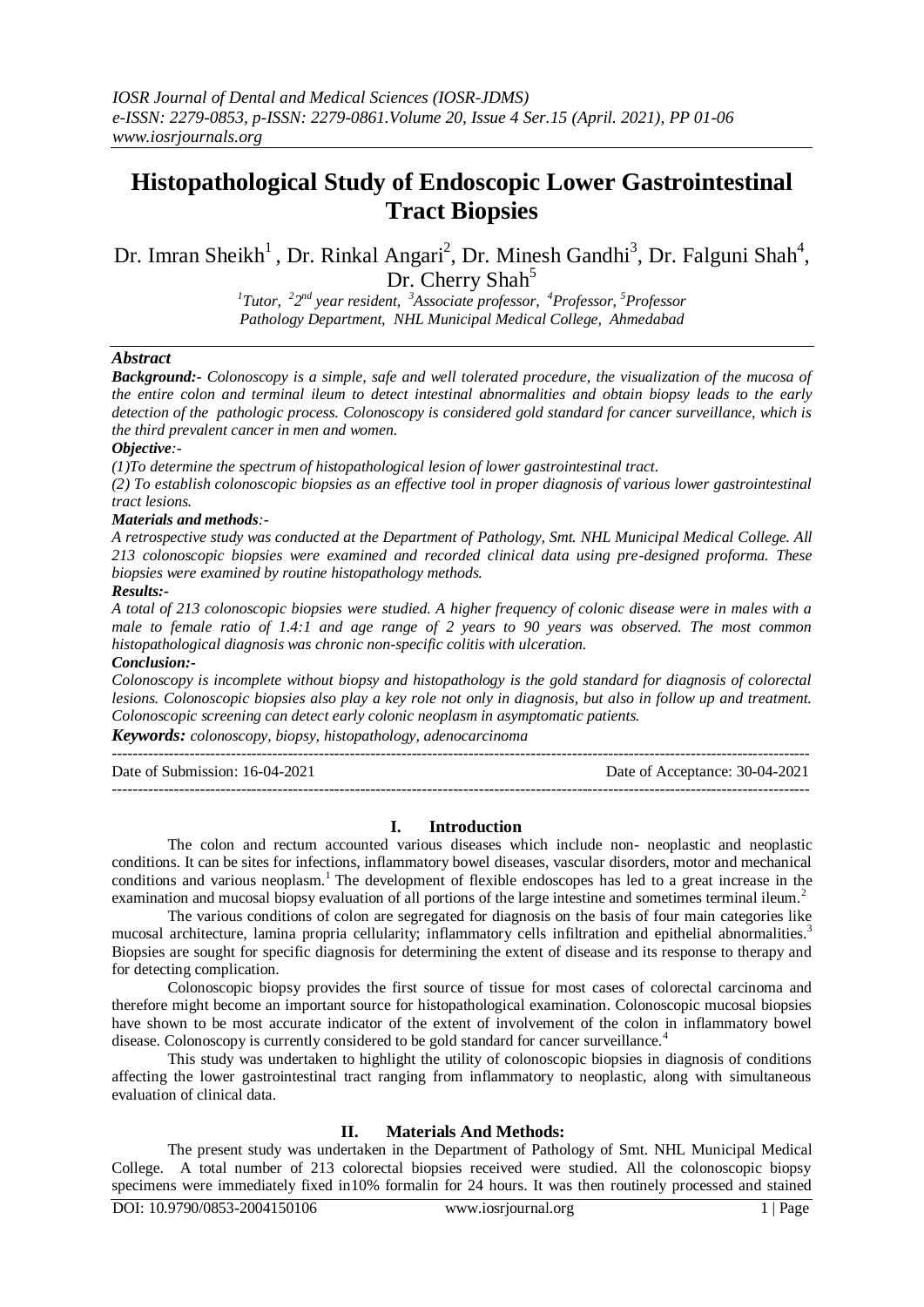# Histopathological Study of Endoscopic Lower Gastrointestinal Tract Biopsies

Dr. Imran Sheikh[1], Dr. Rinkal Angari[2], Dr. Minesh Gandhi[3], Dr. Falguni Shah[4], Dr. Cherry Shah[5]

[1]Tutor, [2]2nd year resident, [3]Associate professor, [4]Professor, [5]Professor
Pathology Department, NHL Municipal Medical College, Ahmedabad

***Abstract***

***Background:-*** *Colonoscopy is a simple, safe and well tolerated procedure, the visualization of the mucosa of the entire colon and terminal ileum to detect intestinal abnormalities and obtain biopsy leads to the early detection of the pathologic process. Colonoscopy is considered gold standard for cancer surveillance, which is the third prevalent cancer in men and women.*

***Objective:-***

*(1)To determine the spectrum of histopathological lesion of lower gastrointestinal tract.*

*(2) To establish colonoscopic biopsies as an effective tool in proper diagnosis of various lower gastrointestinal tract lesions.*

***Materials and methods:-***

*A retrospective study was conducted at the Department of Pathology, Smt. NHL Municipal Medical College. All 213 colonoscopic biopsies were examined and recorded clinical data using pre-designed proforma. These biopsies were examined by routine histopathology methods.*

***Results:-***

*A total of 213 colonoscopic biopsies were studied. A higher frequency of colonic disease were in males with a male to female ratio of 1.4:1 and age range of 2 years to 90 years was observed. The most common histopathological diagnosis was chronic non-specific colitis with ulceration.*

***Conclusion:-***

*Colonoscopy is incomplete without biopsy and histopathology is the gold standard for diagnosis of colorectal lesions. Colonoscopic biopsies also play a key role not only in diagnosis, but also in follow up and treatment. Colonoscopic screening can detect early colonic neoplasm in asymptomatic patients.*

***Keywords:*** *colonoscopy, biopsy, histopathology, adenocarcinoma*

---

Date of Submission: 16-04-2021 | Date of Acceptance: 30-04-2021

---

## I. Introduction

The colon and rectum accounted various diseases which include non- neoplastic and neoplastic conditions. It can be sites for infections, inflammatory bowel diseases, vascular disorders, motor and mechanical conditions and various neoplasm.[1] The development of flexible endoscopes has led to a great increase in the examination and mucosal biopsy evaluation of all portions of the large intestine and sometimes terminal ileum.[2]

The various conditions of colon are segregated for diagnosis on the basis of four main categories like mucosal architecture, lamina propria cellularity; inflammatory cells infiltration and epithelial abnormalities.[3] Biopsies are sought for specific diagnosis for determining the extent of disease and its response to therapy and for detecting complication.

Colonoscopic biopsy provides the first source of tissue for most cases of colorectal carcinoma and therefore might become an important source for histopathological examination. Colonoscopic mucosal biopsies have shown to be most accurate indicator of the extent of involvement of the colon in inflammatory bowel disease. Colonoscopy is currently considered to be gold standard for cancer surveillance.[4]

This study was undertaken to highlight the utility of colonoscopic biopsies in diagnosis of conditions affecting the lower gastrointestinal tract ranging from inflammatory to neoplastic, along with simultaneous evaluation of clinical data.

## II. Materials And Methods:

The present study was undertaken in the Department of Pathology of Smt. NHL Municipal Medical College. A total number of 213 colorectal biopsies received were studied. All the colonoscopic biopsy specimens were immediately fixed in10% formalin for 24 hours. It was then routinely processed and stained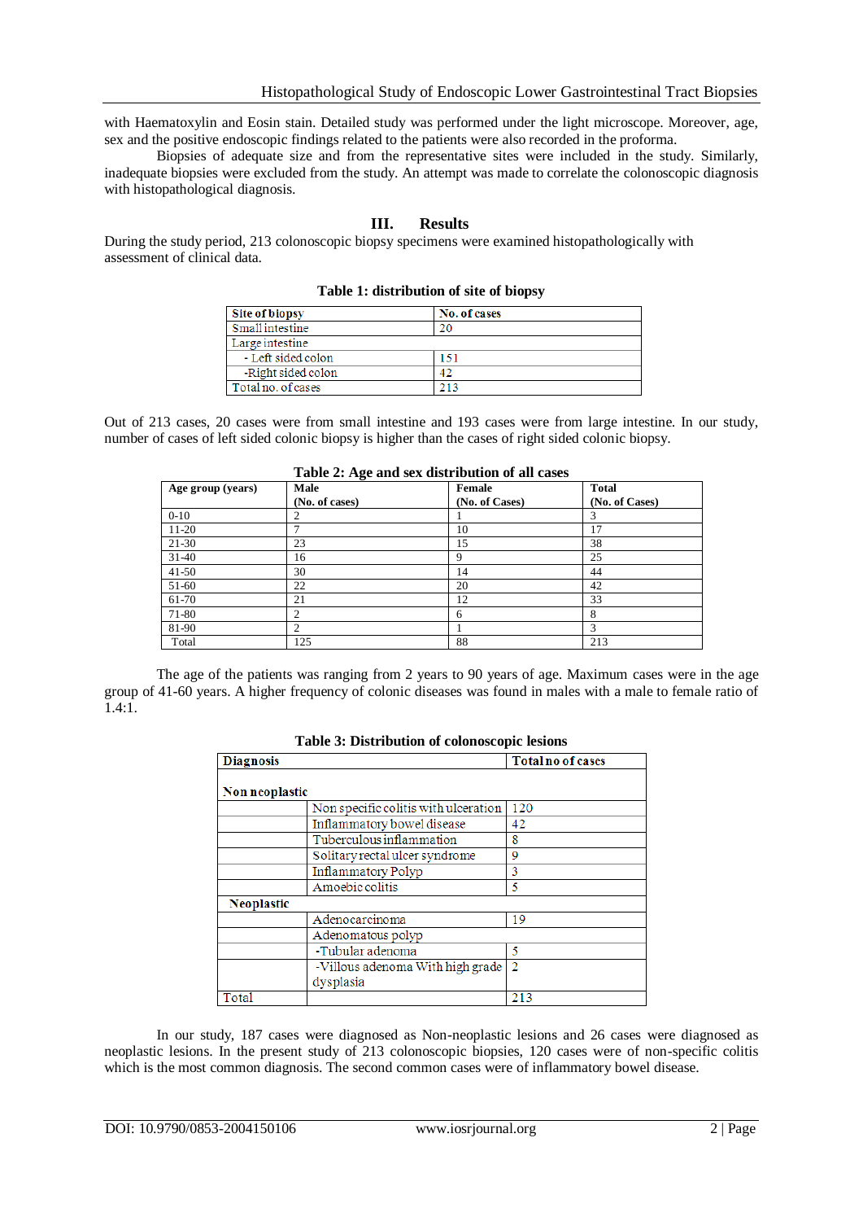with Haematoxylin and Eosin stain. Detailed study was performed under the light microscope. Moreover, age, sex and the positive endoscopic findings related to the patients were also recorded in the proforma.

Biopsies of adequate size and from the representative sites were included in the study. Similarly, inadequate biopsies were excluded from the study. An attempt was made to correlate the colonoscopic diagnosis with histopathological diagnosis.

## III. Results

During the study period, 213 colonoscopic biopsy specimens were examined histopathologically with assessment of clinical data.

**Table 1: distribution of site of biopsy**

| Site of biopsy | No. of cases |
|---|---|
| Small intestine | 20 |
| Large intestine | |
| - Left sided colon | 151 |
| -Right sided colon | 42 |
| Total no. of cases | 213 |

Out of 213 cases, 20 cases were from small intestine and 193 cases were from large intestine. In our study, number of cases of left sided colonic biopsy is higher than the cases of right sided colonic biopsy.

**Table 2: Age and sex distribution of all cases**

| Age group (years) | Male (No. of cases) | Female (No. of Cases) | Total (No. of Cases) |
|---|---|---|---|
| 0-10 | 2 | 1 | 3 |
| 11-20 | 7 | 10 | 17 |
| 21-30 | 23 | 15 | 38 |
| 31-40 | 16 | 9 | 25 |
| 41-50 | 30 | 14 | 44 |
| 51-60 | 22 | 20 | 42 |
| 61-70 | 21 | 12 | 33 |
| 71-80 | 2 | 6 | 8 |
| 81-90 | 2 | 1 | 3 |
| Total | 125 | 88 | 213 |

The age of the patients was ranging from 2 years to 90 years of age. Maximum cases were in the age group of 41-60 years. A higher frequency of colonic diseases was found in males with a male to female ratio of 1.4:1.

**Table 3: Distribution of colonoscopic lesions**

| Diagnosis | | Total no of cases |
|---|---|---|
| **Non neoplastic** | | |
| | Non specific colitis with ulceration | 120 |
| | Inflammatory bowel disease | 42 |
| | Tuberculous inflammation | 8 |
| | Solitary rectal ulcer syndrome | 9 |
| | Inflammatory Polyp | 3 |
| | Amoebic colitis | 5 |
| **Neoplastic** | | |
| | Adenocarcinoma | 19 |
| | Adenomatous polyp | |
| | -Tubular adenoma | 5 |
| | -Villous adenoma With high grade dysplasia | 2 |
| Total | | 213 |

In our study, 187 cases were diagnosed as Non-neoplastic lesions and 26 cases were diagnosed as neoplastic lesions. In the present study of 213 colonoscopic biopsies, 120 cases were of non-specific colitis which is the most common diagnosis. The second common cases were of inflammatory bowel disease.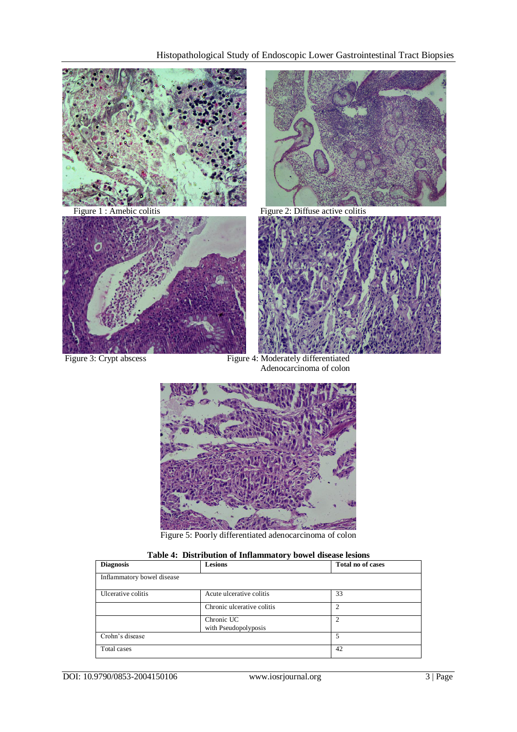Figure 1 : Amebic colitis

Figure 2: Diffuse active colitis

Figure 3: Crypt abscess

Figure 4: Moderately differentiated Adenocarcinoma of colon

Figure 5: Poorly differentiated adenocarcinoma of colon

**Table 4: Distribution of Inflammatory bowel disease lesions**

| Diagnosis | Lesions | Total no of cases |
|---|---|---|
| Inflammatory bowel disease | | |
| Ulcerative colitis | Acute ulcerative colitis | 33 |
| | Chronic ulcerative colitis | 2 |
| | Chronic UC with Pseudopolyposis | 2 |
| Crohn's disease | | 5 |
| Total cases | | 42 |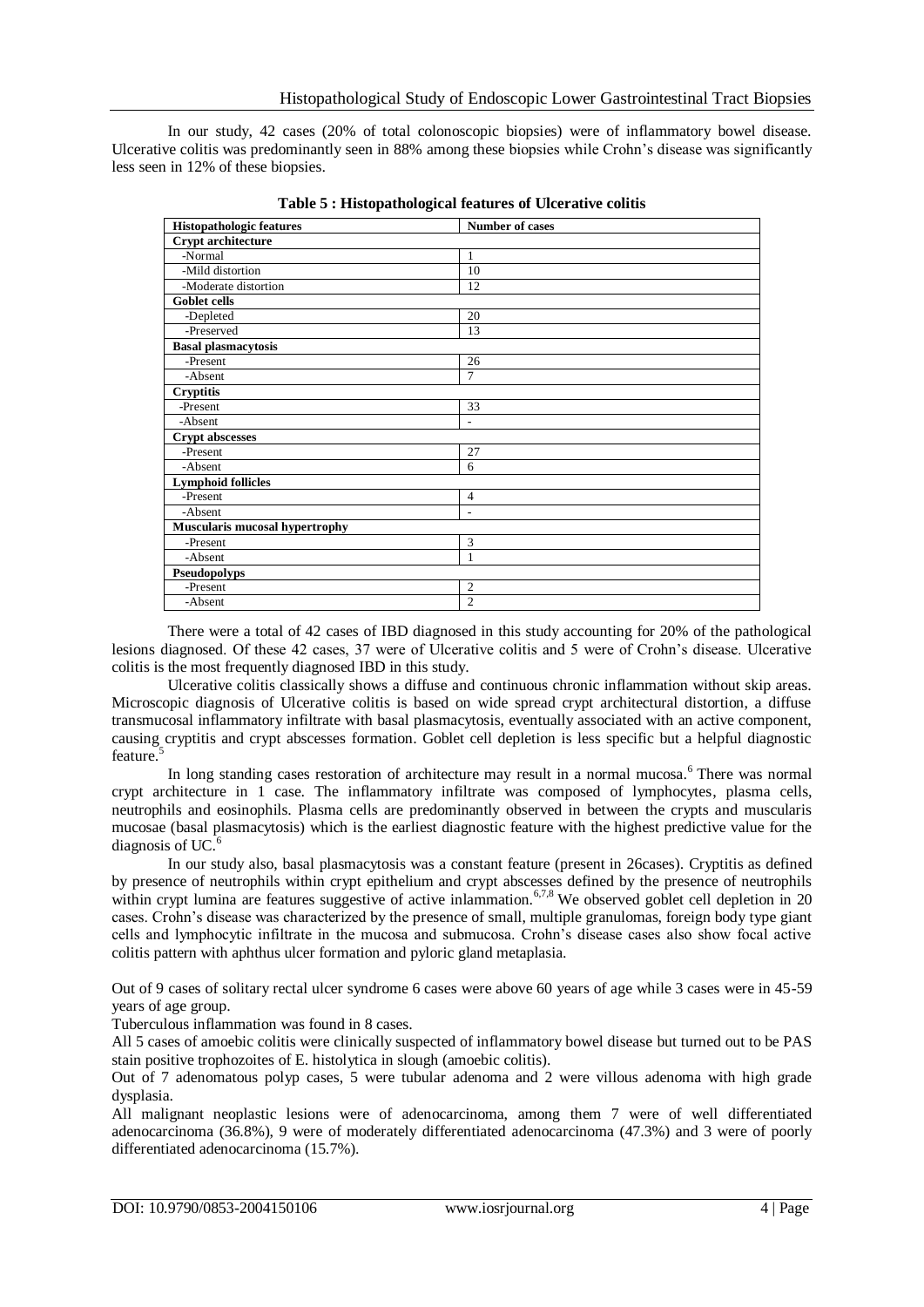In our study, 42 cases (20% of total colonoscopic biopsies) were of inflammatory bowel disease. Ulcerative colitis was predominantly seen in 88% among these biopsies while Crohn's disease was significantly less seen in 12% of these biopsies.

**Table 5 : Histopathological features of Ulcerative colitis**

| Histopathologic features | Number of cases |
|---|---|
| **Crypt architecture** | |
| -Normal | 1 |
| -Mild distortion | 10 |
| -Moderate distortion | 12 |
| **Goblet cells** | |
| -Depleted | 20 |
| -Preserved | 13 |
| **Basal plasmacytosis** | |
| -Present | 26 |
| -Absent | 7 |
| **Cryptitis** | |
| -Present | 33 |
| -Absent | - |
| **Crypt abscesses** | |
| -Present | 27 |
| -Absent | 6 |
| **Lymphoid follicles** | |
| -Present | 4 |
| -Absent | - |
| **Muscularis mucosal hypertrophy** | |
| -Present | 3 |
| -Absent | 1 |
| **Pseudopolyps** | |
| -Present | 2 |
| -Absent | 2 |

There were a total of 42 cases of IBD diagnosed in this study accounting for 20% of the pathological lesions diagnosed. Of these 42 cases, 37 were of Ulcerative colitis and 5 were of Crohn's disease. Ulcerative colitis is the most frequently diagnosed IBD in this study.

Ulcerative colitis classically shows a diffuse and continuous chronic inflammation without skip areas. Microscopic diagnosis of Ulcerative colitis is based on wide spread crypt architectural distortion, a diffuse transmucosal inflammatory infiltrate with basal plasmacytosis, eventually associated with an active component, causing cryptitis and crypt abscesses formation. Goblet cell depletion is less specific but a helpful diagnostic feature.[5]

In long standing cases restoration of architecture may result in a normal mucosa.[6] There was normal crypt architecture in 1 case. The inflammatory infiltrate was composed of lymphocytes, plasma cells, neutrophils and eosinophils. Plasma cells are predominantly observed in between the crypts and muscularis mucosae (basal plasmacytosis) which is the earliest diagnostic feature with the highest predictive value for the diagnosis of UC.[6]

In our study also, basal plasmacytosis was a constant feature (present in 26cases). Cryptitis as defined by presence of neutrophils within crypt epithelium and crypt abscesses defined by the presence of neutrophils within crypt lumina are features suggestive of active inlammation.[6,7,8] We observed goblet cell depletion in 20 cases. Crohn's disease was characterized by the presence of small, multiple granulomas, foreign body type giant cells and lymphocytic infiltrate in the mucosa and submucosa. Crohn's disease cases also show focal active colitis pattern with aphthus ulcer formation and pyloric gland metaplasia.

Out of 9 cases of solitary rectal ulcer syndrome 6 cases were above 60 years of age while 3 cases were in 45-59 years of age group.

Tuberculous inflammation was found in 8 cases.

All 5 cases of amoebic colitis were clinically suspected of inflammatory bowel disease but turned out to be PAS stain positive trophozoites of E. histolytica in slough (amoebic colitis).

Out of 7 adenomatous polyp cases, 5 were tubular adenoma and 2 were villous adenoma with high grade dysplasia.

All malignant neoplastic lesions were of adenocarcinoma, among them 7 were of well differentiated adenocarcinoma (36.8%), 9 were of moderately differentiated adenocarcinoma (47.3%) and 3 were of poorly differentiated adenocarcinoma (15.7%).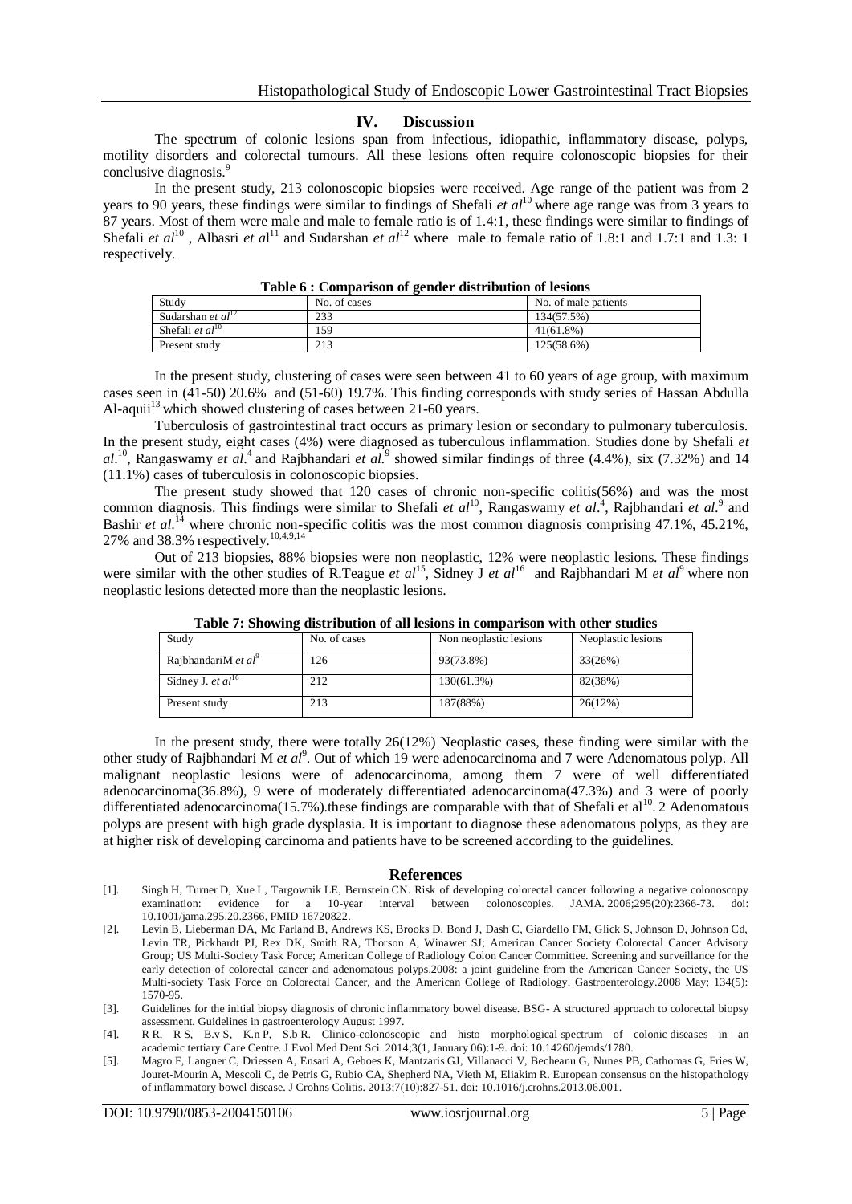## IV. Discussion

The spectrum of colonic lesions span from infectious, idiopathic, inflammatory disease, polyps, motility disorders and colorectal tumours. All these lesions often require colonoscopic biopsies for their conclusive diagnosis.[9]

In the present study, 213 colonoscopic biopsies were received. Age range of the patient was from 2 years to 90 years, these findings were similar to findings of Shefali *et al*[10] where age range was from 3 years to 87 years. Most of them were male and male to female ratio is of 1.4:1, these findings were similar to findings of Shefali *et al*[10] , Albasri *et al*[11] and Sudarshan *et al*[12] where male to female ratio of 1.8:1 and 1.7:1 and 1.3: 1 respectively.

**Table 6 : Comparison of gender distribution of lesions**

| Study | No. of cases | No. of male patients |
|---|---|---|
| Sudarshan *et al*[12] | 233 | 134(57.5%) |
| Shefali *et al*[10] | 159 | 41(61.8%) |
| Present study | 213 | 125(58.6%) |

In the present study, clustering of cases were seen between 41 to 60 years of age group, with maximum cases seen in (41-50) 20.6% and (51-60) 19.7%. This finding corresponds with study series of Hassan Abdulla Al-aquii[13] which showed clustering of cases between 21-60 years.

Tuberculosis of gastrointestinal tract occurs as primary lesion or secondary to pulmonary tuberculosis. In the present study, eight cases (4%) were diagnosed as tuberculous inflammation. Studies done by Shefali *et al*.[10], Rangaswamy *et al*.[4] and Rajbhandari *et al*.[9] showed similar findings of three (4.4%), six (7.32%) and 14 (11.1%) cases of tuberculosis in colonoscopic biopsies.

The present study showed that 120 cases of chronic non-specific colitis(56%) and was the most common diagnosis. This findings were similar to Shefali *et al*[10], Rangaswamy *et al*.[4], Rajbhandari *et al*.[9] and Bashir *et al*.[14] where chronic non-specific colitis was the most common diagnosis comprising 47.1%, 45.21%, 27% and 38.3% respectively.[10,4,9,14]

Out of 213 biopsies, 88% biopsies were non neoplastic, 12% were neoplastic lesions. These findings were similar with the other studies of R.Teague *et al*[15], Sidney J *et al*[16] and Rajbhandari M *et al*[9] where non neoplastic lesions detected more than the neoplastic lesions.

**Table 7: Showing distribution of all lesions in comparison with other studies**

| Study | No. of cases | Non neoplastic lesions | Neoplastic lesions |
|---|---|---|---|
| RajbhandariM *et al*[9] | 126 | 93(73.8%) | 33(26%) |
| Sidney J. *et al*[16] | 212 | 130(61.3%) | 82(38%) |
| Present study | 213 | 187(88%) | 26(12%) |

In the present study, there were totally 26(12%) Neoplastic cases, these finding were similar with the other study of Rajbhandari M *et al*[9]. Out of which 19 were adenocarcinoma and 7 were Adenomatous polyp. All malignant neoplastic lesions were of adenocarcinoma, among them 7 were of well differentiated adenocarcinoma(36.8%), 9 were of moderately differentiated adenocarcinoma(47.3%) and 3 were of poorly differentiated adenocarcinoma(15.7%).these findings are comparable with that of Shefali et al[10]. 2 Adenomatous polyps are present with high grade dysplasia. It is important to diagnose these adenomatous polyps, as they are at higher risk of developing carcinoma and patients have to be screened according to the guidelines.

## References

[1]. Singh H, Turner D, Xue L, Targownik LE, Bernstein CN. Risk of developing colorectal cancer following a negative colonoscopy examination: evidence for a 10-year interval between colonoscopies. JAMA. 2006;295(20):2366-73. doi: 10.1001/jama.295.20.2366, PMID 16720822.

[2]. Levin B, Lieberman DA, Mc Farland B, Andrews KS, Brooks D, Bond J, Dash C, Giardello FM, Glick S, Johnson D, Johnson Cd, Levin TR, Pickhardt PJ, Rex DK, Smith RA, Thorson A, Winawer SJ; American Cancer Society Colorectal Cancer Advisory Group; US Multi-Society Task Force; American College of Radiology Colon Cancer Committee. Screening and surveillance for the early detection of colorectal cancer and adenomatous polyps,2008: a joint guideline from the American Cancer Society, the US Multi-society Task Force on Colorectal Cancer, and the American College of Radiology. Gastroenterology.2008 May; 134(5): 1570-95.

[3]. Guidelines for the initial biopsy diagnosis of chronic inflammatory bowel disease. BSG- A structured approach to colorectal biopsy assessment. Guidelines in gastroenterology August 1997.

[4]. R R, R S, B.v S, K.n P, S.b R. Clinico-colonoscopic and histo morphological spectrum of colonic diseases in an academic tertiary Care Centre. J Evol Med Dent Sci. 2014;3(1, January 06):1-9. doi: 10.14260/jemds/1780.

[5]. Magro F, Langner C, Driessen A, Ensari A, Geboes K, Mantzaris GJ, Villanacci V, Becheanu G, Nunes PB, Cathomas G, Fries W, Jouret-Mourin A, Mescoli C, de Petris G, Rubio CA, Shepherd NA, Vieth M, Eliakim R. European consensus on the histopathology of inflammatory bowel disease. J Crohns Colitis. 2013;7(10):827-51. doi: 10.1016/j.crohns.2013.06.001.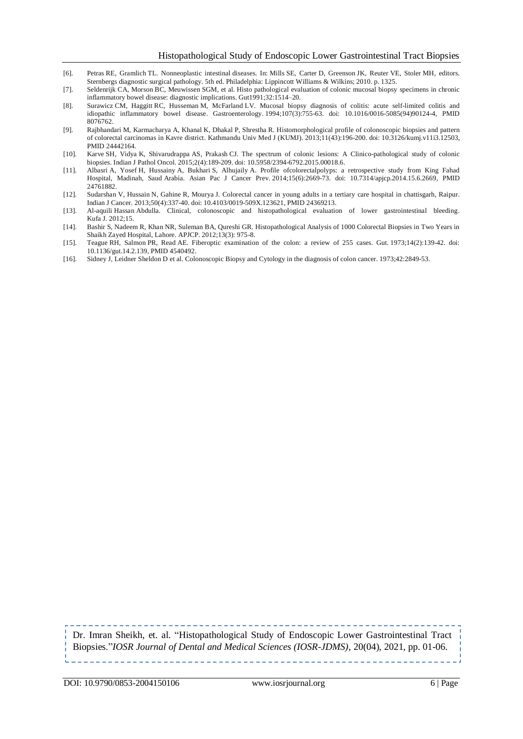[6]. Petras RE, Gramlich TL. Nonneoplastic intestinal diseases. In: Mills SE, Carter D, Greenson JK, Reuter VE, Stoler MH, editors. Sternbergs diagnostic surgical pathology. 5th ed. Philadelphia: Lippincott Williams & Wilkins; 2010. p. 1325.

[7]. Seldenrijk CA, Morson BC, Meuwissen SGM, et al. Histo pathological evaluation of colonic mucosal biopsy specimens in chronic inflammatory bowel disease: diagnostic implications. Gut1991;32:1514–20.

[8]. Surawicz CM, Haggitt RC, Husseman M, McFarland LV. Mucosal biopsy diagnosis of colitis: acute self-limited colitis and idiopathic inflammatory bowel disease. Gastroenterology. 1994;107(3):755-63. doi: 10.1016/0016-5085(94)90124-4, PMID 8076762.

[9]. Rajbhandari M, Karmacharya A, Khanal K, Dhakal P, Shrestha R. Histomorphological profile of colonoscopic biopsies and pattern of colorectal carcinomas in Kavre district. Kathmandu Univ Med J (KUMJ). 2013;11(43):196-200. doi: 10.3126/kumj.v11i3.12503, PMID 24442164.

[10]. Karve SH, Vidya K, Shivarudrappa AS, Prakash CJ. The spectrum of colonic lesions: A Clinico-pathological study of colonic biopsies. Indian J Pathol Oncol. 2015;2(4):189-209. doi: 10.5958/2394-6792.2015.00018.6.

[11]. Albasri A, Yosef H, Hussainy A, Bukhari S, Alhujaily A. Profile ofcolorectalpolyps: a retrospective study from King Fahad Hospital, Madinah, Saud Arabia. Asian Pac J Cancer Prev. 2014;15(6):2669-73. doi: 10.7314/apjcp.2014.15.6.2669, PMID 24761882.

[12]. Sudarshan V, Hussain N, Gahine R, Mourya J. Colorectal cancer in young adults in a tertiary care hospital in chattisgarh, Raipur. Indian J Cancer. 2013;50(4):337-40. doi: 10.4103/0019-509X.123621, PMID 24369213.

[13]. Al-aquili Hassan Abdulla. Clinical, colonoscopic and histopathological evaluation of lower gastrointestinal bleeding. Kufa J. 2012;15.

[14]. Bashir S, Nadeem R, Khan NR, Suleman BA, Qureshi GR. Histopathological Analysis of 1000 Colorectal Biopsies in Two Years in Shaikh Zayed Hospital, Lahore. APJCP. 2012;13(3): 975-8.

[15]. Teague RH, Salmon PR, Read AE. Fiberoptic examination of the colon: a review of 255 cases. Gut. 1973;14(2):139-42. doi: 10.1136/gut.14.2.139, PMID 4540492.

[16]. Sidney J, Leidner Sheldon D et al. Colonoscopic Biopsy and Cytology in the diagnosis of colon cancer. 1973;42:2849-53.

Dr. Imran Sheikh, et. al. "Histopathological Study of Endoscopic Lower Gastrointestinal Tract Biopsies."*IOSR Journal of Dental and Medical Sciences (IOSR-JDMS)*, 20(04), 2021, pp. 01-06.